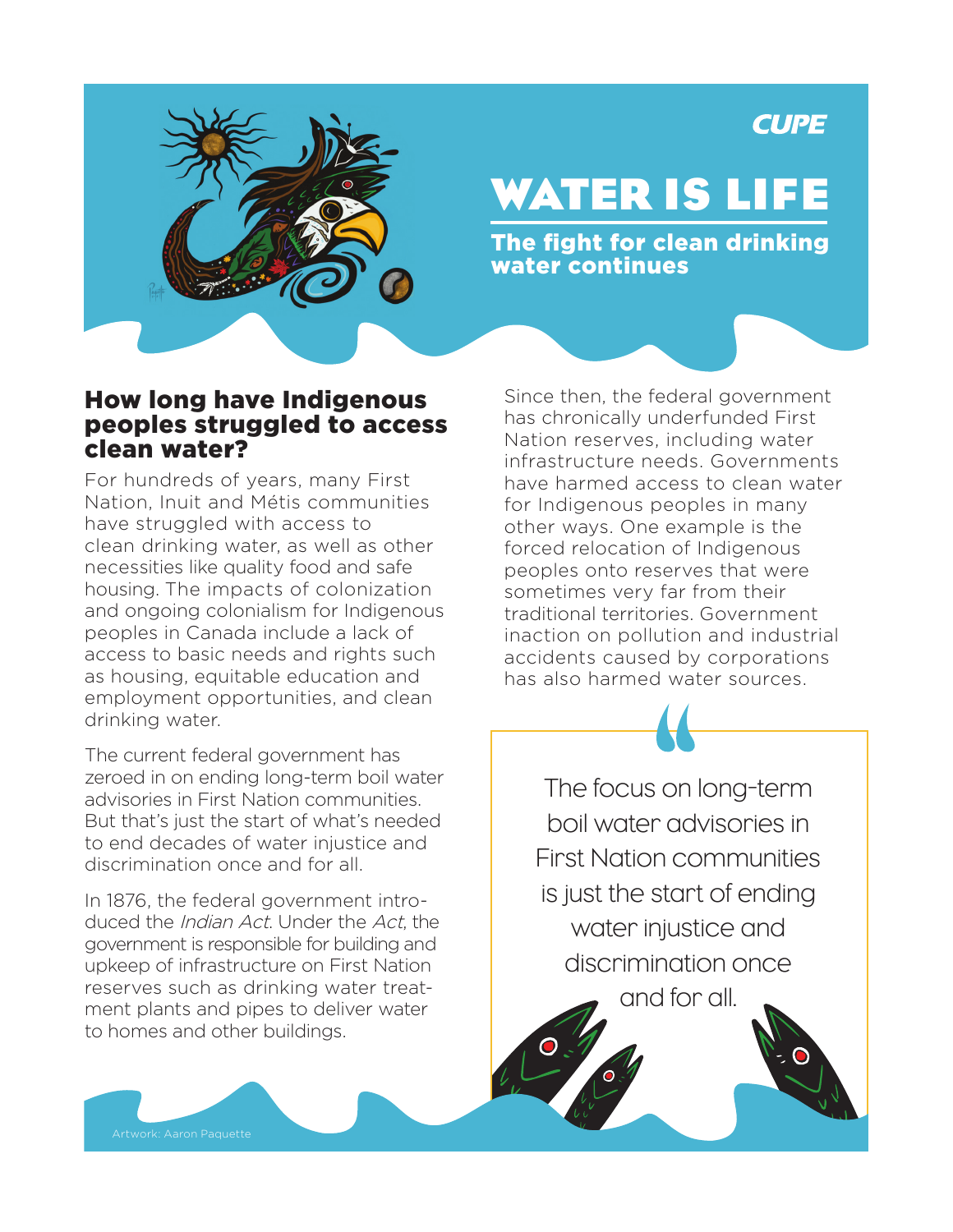CUPE

# WATER IS LIFE

## The fight for clean drinking water continues

### How long have Indigenous peoples struggled to access clean water?

For hundreds of years, many First Nation, Inuit and Métis communities have struggled with access to clean drinking water, as well as other necessities like quality food and safe housing. The impacts of colonization and ongoing colonialism for Indigenous peoples in Canada include a lack of access to basic needs and rights such as housing, equitable education and employment opportunities, and clean drinking water.

The current federal government has zeroed in on ending long-term boil water advisories in First Nation communities. But that's just the start of what's needed to end decades of water injustice and discrimination once and for all.

In 1876, the federal government introduced the *Indian Act*. Under the *Act*, the government is responsible for building and upkeep of infrastructure on First Nation reserves such as drinking water treatment plants and pipes to deliver water to homes and other buildings.

Since then, the federal government has chronically underfunded First Nation reserves, including water infrastructure needs. Governments have harmed access to clean water for Indigenous peoples in many other ways. One example is the forced relocation of Indigenous peoples onto reserves that were sometimes very far from their traditional territories. Government inaction on pollution and industrial accidents caused by corporations has also harmed water sources.

> "The focus on long-term boil water advisories in First Nation communities is just the start of ending water injustice and discrimination once and for all.

Artwork: Aaron Paquette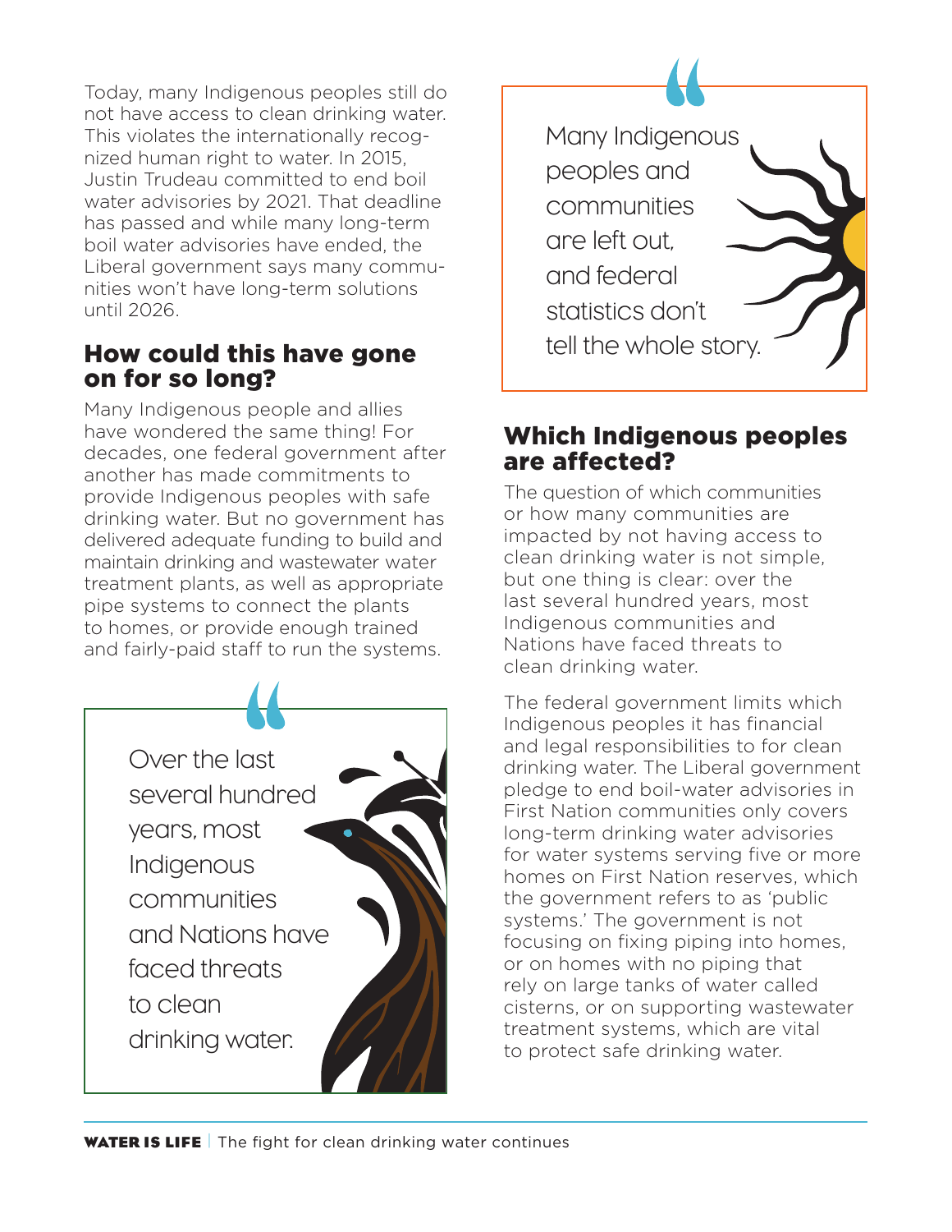Today, many Indigenous peoples still do not have access to clean drinking water. This violates the internationally recognized human right to water. In 2015, Justin Trudeau committed to end boil water advisories by 2021. That deadline has passed and while many long-term boil water advisories have ended, the Liberal government says many communities won't have long-term solutions until 2026.

## How could this have gone on for so long?

Many Indigenous people and allies have wondered the same thing! For decades, one federal government after another has made commitments to provide Indigenous peoples with safe drinking water. But no government has delivered adequate funding to build and maintain drinking and wastewater water treatment plants, as well as appropriate pipe systems to connect the plants to homes, or provide enough trained and fairly-paid staff to run the systems.

> Over the last several hundred years, most Indigenous communities and Nations have faced threats to clean drinking water.

> Many Indigenous peoples and communities are left out, and federal statistics don't tell the whole story.

## Which Indigenous peoples are affected?

The question of which communities or how many communities are impacted by not having access to clean drinking water is not simple, but one thing is clear: over the last several hundred years, most Indigenous communities and Nations have faced threats to clean drinking water.

The federal government limits which Indigenous peoples it has financial and legal responsibilities to for clean drinking water. The Liberal government pledge to end boil-water advisories in First Nation communities only covers long-term drinking water advisories for water systems serving five or more homes on First Nation reserves, which the government refers to as 'public systems.' The government is not focusing on fixing piping into homes, or on homes with no piping that rely on large tanks of water called cisterns, or on supporting wastewater treatment systems, which are vital to protect safe drinking water.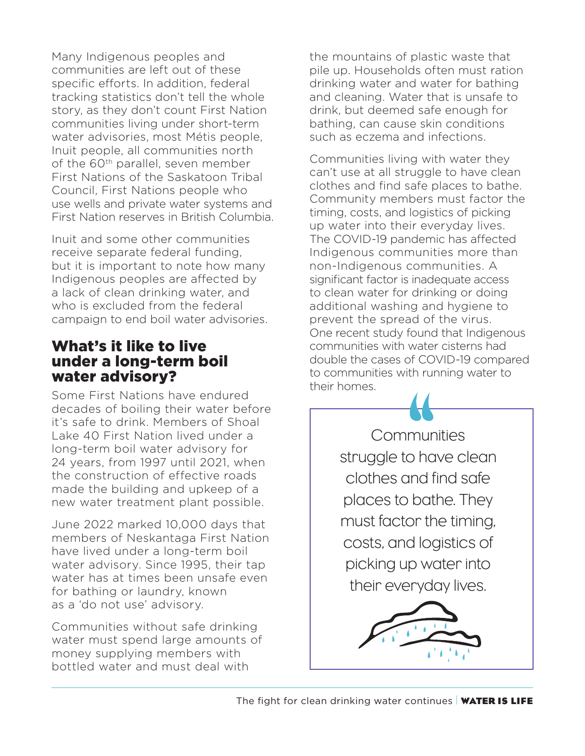Many Indigenous peoples and communities are left out of these specific efforts. In addition, federal tracking statistics don't tell the whole story, as they don't count First Nation communities living under short-term water advisories, most Métis people, Inuit people, all communities north of the 60th parallel, seven member First Nations of the Saskatoon Tribal Council, First Nations people who use wells and private water systems and First Nation reserves in British Columbia.

Inuit and some other communities receive separate federal funding, but it is important to note how many Indigenous peoples are affected by a lack of clean drinking water, and who is excluded from the federal campaign to end boil water advisories.

## What's it like to live under a long-term boil water advisory?

Some First Nations have endured decades of boiling their water before it's safe to drink. Members of Shoal Lake 40 First Nation lived under a long-term boil water advisory for 24 years, from 1997 until 2021, when the construction of effective roads made the building and upkeep of a new water treatment plant possible.

June 2022 marked 10,000 days that members of Neskantaga First Nation have lived under a long-term boil water advisory. Since 1995, their tap water has at times been unsafe even for bathing or laundry, known as a 'do not use' advisory.

Communities without safe drinking water must spend large amounts of money supplying members with bottled water and must deal with the mountains of plastic waste that pile up. Households often must ration drinking water and water for bathing and cleaning. Water that is unsafe to drink, but deemed safe enough for bathing, can cause skin conditions such as eczema and infections.

Communities living with water they can't use at all struggle to have clean clothes and find safe places to bathe. Community members must factor the timing, costs, and logistics of picking up water into their everyday lives. The COVID-19 pandemic has affected Indigenous communities more than non-Indigenous communities. A significant factor is inadequate access to clean water for drinking or doing additional washing and hygiene to prevent the spread of the virus. One recent study found that Indigenous communities with water cisterns had double the cases of COVID-19 compared to communities with running water to their homes.

> Communities struggle to have clean clothes and find safe places to bathe. They must factor the timing, costs, and logistics of picking up water into their everyday lives.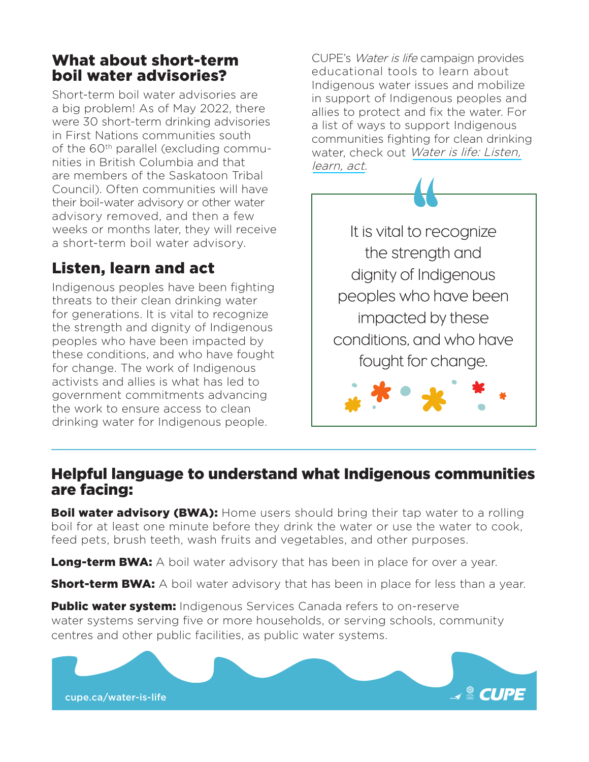## What about short-term boil water advisories?

Short-term boil water advisories are a big problem! As of May 2022, there were 30 short-term drinking advisories in First Nations communities south of the 60th parallel (excluding communities in British Columbia and that are members of the Saskatoon Tribal Council). Often communities will have their boil-water advisory or other water advisory removed, and then a few weeks or months later, they will receive a short-term boil water advisory.

## Listen, learn and act

Indigenous peoples have been fighting threats to their clean drinking water for generations. It is vital to recognize the strength and dignity of Indigenous peoples who have been impacted by these conditions, and who have fought for change. The work of Indigenous activists and allies is what has led to government commitments advancing the work to ensure access to clean drinking water for Indigenous people.

CUPE's *Water is life* campaign provides educational tools to learn about Indigenous water issues and mobilize in support of Indigenous peoples and allies to protect and fix the water. For a list of ways to support Indigenous communities fighting for clean drinking water, check out *Water is life: Listen, learn, act*.

> It is vital to recognize the strength and dignity of Indigenous peoples who have been impacted by these conditions, and who have fought for change.

## Helpful language to understand what Indigenous communities are facing:

**Boil water advisory (BWA):** Home users should bring their tap water to a rolling boil for at least one minute before they drink the water or use the water to cook, feed pets, brush teeth, wash fruits and vegetables, and other purposes.

**Long-term BWA:** A boil water advisory that has been in place for over a year.

**Short-term BWA:** A boil water advisory that has been in place for less than a year.

**Public water system:** Indigenous Services Canada refers to on-reserve water systems serving five or more households, or serving schools, community centres and other public facilities, as public water systems.

cupe.ca/water-is-life

CUPE